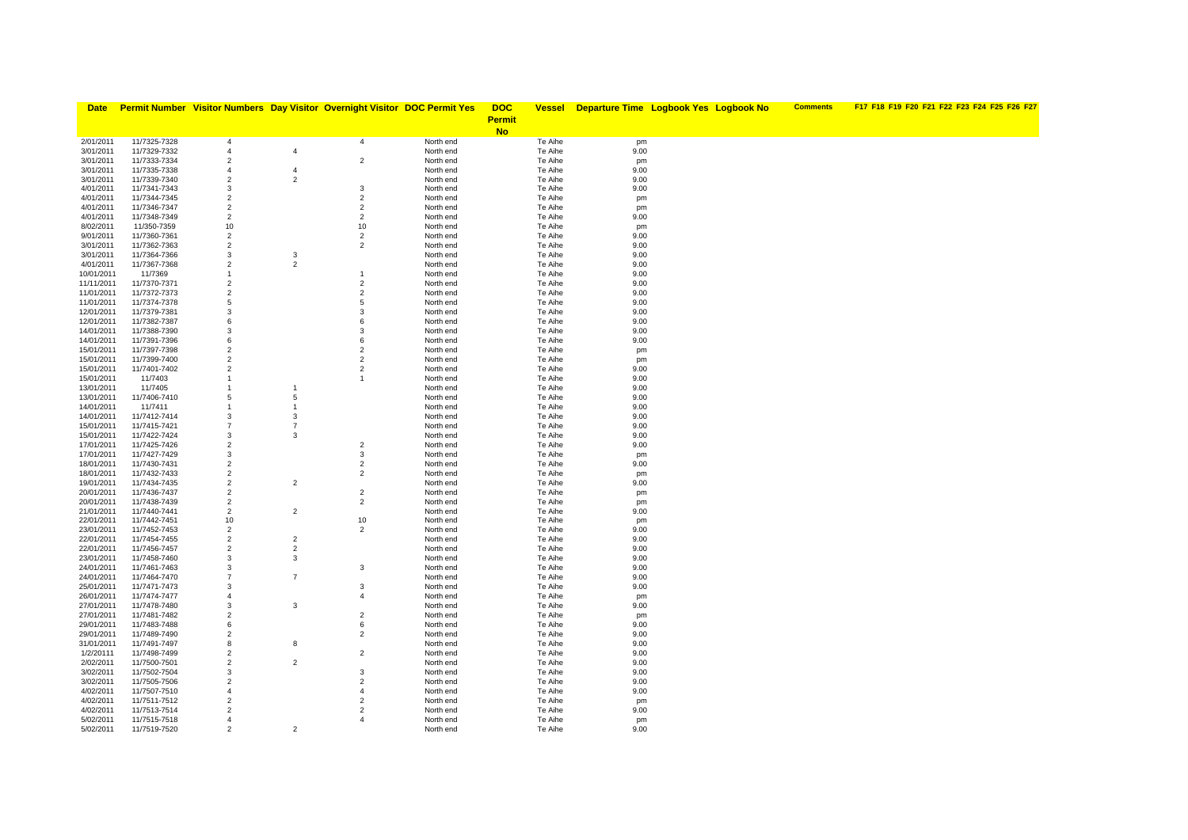| Date | Permit Number | Visitor Numbers | Day Visitor | Overnight Visitor | DOC Permit Yes | DOC Permit No | Vessel | Departure Time | Logbook Yes | Logbook No | Comments | F17 | F18 | F19 | F20 | F21 | F22 | F23 | F24 | F25 | F26 | F27 |
|---|---|---|---|---|---|---|---|---|---|---|---|---|---|---|---|---|---|---|---|---|---|---|
| 2/01/2011 | 11/7325-7328 | 4 | | 4 | North end | | Te Aihe | pm | | | | | | | | | | | | | | |
| 3/01/2011 | 11/7329-7332 | 4 | 4 | | North end | | Te Aihe | 9.00 | | | | | | | | | | | | | | |
| 3/01/2011 | 11/7333-7334 | 2 | | 2 | North end | | Te Aihe | pm | | | | | | | | | | | | | | |
| 3/01/2011 | 11/7335-7338 | 4 | 4 | | North end | | Te Aihe | 9.00 | | | | | | | | | | | | | | |
| 3/01/2011 | 11/7339-7340 | 2 | 2 | | North end | | Te Aihe | 9.00 | | | | | | | | | | | | | | |
| 4/01/2011 | 11/7341-7343 | 3 | | 3 | North end | | Te Aihe | 9.00 | | | | | | | | | | | | | | |
| 4/01/2011 | 11/7344-7345 | 2 | | 2 | North end | | Te Aihe | pm | | | | | | | | | | | | | | |
| 4/01/2011 | 11/7346-7347 | 2 | | 2 | North end | | Te Aihe | pm | | | | | | | | | | | | | | |
| 4/01/2011 | 11/7348-7349 | 2 | | 2 | North end | | Te Aihe | 9.00 | | | | | | | | | | | | | | |
| 8/02/2011 | 11/350-7359 | 10 | | 10 | North end | | Te Aihe | pm | | | | | | | | | | | | | | |
| 9/01/2011 | 11/7360-7361 | 2 | | 2 | North end | | Te Aihe | 9.00 | | | | | | | | | | | | | | |
| 3/01/2011 | 11/7362-7363 | 2 | | 2 | North end | | Te Aihe | 9.00 | | | | | | | | | | | | | | |
| 3/01/2011 | 11/7364-7366 | 3 | 3 | | North end | | Te Aihe | 9.00 | | | | | | | | | | | | | | |
| 4/01/2011 | 11/7367-7368 | 2 | 2 | | North end | | Te Aihe | 9.00 | | | | | | | | | | | | | | |
| 10/01/2011 | 11/7369 | 1 | | 1 | North end | | Te Aihe | 9.00 | | | | | | | | | | | | | | |
| 11/11/2011 | 11/7370-7371 | 2 | | 2 | North end | | Te Aihe | 9.00 | | | | | | | | | | | | | | |
| 11/01/2011 | 11/7372-7373 | 2 | | 2 | North end | | Te Aihe | 9.00 | | | | | | | | | | | | | | |
| 11/01/2011 | 11/7374-7378 | 5 | | 5 | North end | | Te Aihe | 9.00 | | | | | | | | | | | | | | |
| 12/01/2011 | 11/7379-7381 | 3 | | 3 | North end | | Te Aihe | 9.00 | | | | | | | | | | | | | | |
| 12/01/2011 | 11/7382-7387 | 6 | | 6 | North end | | Te Aihe | 9.00 | | | | | | | | | | | | | | |
| 14/01/2011 | 11/7388-7390 | 3 | | 3 | North end | | Te Aihe | 9.00 | | | | | | | | | | | | | | |
| 14/01/2011 | 11/7391-7396 | 6 | | 6 | North end | | Te Aihe | 9.00 | | | | | | | | | | | | | | |
| 15/01/2011 | 11/7397-7398 | 2 | | 2 | North end | | Te Aihe | pm | | | | | | | | | | | | | | |
| 15/01/2011 | 11/7399-7400 | 2 | | 2 | North end | | Te Aihe | pm | | | | | | | | | | | | | | |
| 15/01/2011 | 11/7401-7402 | 2 | | 2 | North end | | Te Aihe | 9.00 | | | | | | | | | | | | | | |
| 15/01/2011 | 11/7403 | 1 | | 1 | North end | | Te Aihe | 9.00 | | | | | | | | | | | | | | |
| 13/01/2011 | 11/7405 | 1 | 1 | | North end | | Te Aihe | 9.00 | | | | | | | | | | | | | | |
| 13/01/2011 | 11/7406-7410 | 5 | 5 | | North end | | Te Aihe | 9.00 | | | | | | | | | | | | | | |
| 14/01/2011 | 11/7411 | 1 | 1 | | North end | | Te Aihe | 9.00 | | | | | | | | | | | | | | |
| 14/01/2011 | 11/7412-7414 | 3 | 3 | | North end | | Te Aihe | 9.00 | | | | | | | | | | | | | | |
| 15/01/2011 | 11/7415-7421 | 7 | 7 | | North end | | Te Aihe | 9.00 | | | | | | | | | | | | | | |
| 15/01/2011 | 11/7422-7424 | 3 | 3 | | North end | | Te Aihe | 9.00 | | | | | | | | | | | | | | |
| 17/01/2011 | 11/7425-7426 | 2 | | 2 | North end | | Te Aihe | 9.00 | | | | | | | | | | | | | | |
| 17/01/2011 | 11/7427-7429 | 3 | | 3 | North end | | Te Aihe | pm | | | | | | | | | | | | | | |
| 18/01/2011 | 11/7430-7431 | 2 | | 2 | North end | | Te Aihe | 9.00 | | | | | | | | | | | | | | |
| 18/01/2011 | 11/7432-7433 | 2 | | 2 | North end | | Te Aihe | pm | | | | | | | | | | | | | | |
| 19/01/2011 | 11/7434-7435 | 2 | 2 | | North end | | Te Aihe | 9.00 | | | | | | | | | | | | | | |
| 20/01/2011 | 11/7436-7437 | 2 | | 2 | North end | | Te Aihe | pm | | | | | | | | | | | | | | |
| 20/01/2011 | 11/7438-7439 | 2 | | 2 | North end | | Te Aihe | pm | | | | | | | | | | | | | | |
| 21/01/2011 | 11/7440-7441 | 2 | 2 | | North end | | Te Aihe | 9.00 | | | | | | | | | | | | | | |
| 22/01/2011 | 11/7442-7451 | 10 | | 10 | North end | | Te Aihe | pm | | | | | | | | | | | | | | |
| 23/01/2011 | 11/7452-7453 | 2 | | 2 | North end | | Te Aihe | 9.00 | | | | | | | | | | | | | | |
| 22/01/2011 | 11/7454-7455 | 2 | 2 | | North end | | Te Aihe | 9.00 | | | | | | | | | | | | | | |
| 22/01/2011 | 11/7456-7457 | 2 | 2 | | North end | | Te Aihe | 9.00 | | | | | | | | | | | | | | |
| 23/01/2011 | 11/7458-7460 | 3 | 3 | | North end | | Te Aihe | 9.00 | | | | | | | | | | | | | | |
| 24/01/2011 | 11/7461-7463 | 3 | | 3 | North end | | Te Aihe | 9.00 | | | | | | | | | | | | | | |
| 24/01/2011 | 11/7464-7470 | 7 | 7 | | North end | | Te Aihe | 9.00 | | | | | | | | | | | | | | |
| 25/01/2011 | 11/7471-7473 | 3 | | 3 | North end | | Te Aihe | 9.00 | | | | | | | | | | | | | | |
| 26/01/2011 | 11/7474-7477 | 4 | | 4 | North end | | Te Aihe | pm | | | | | | | | | | | | | | |
| 27/01/2011 | 11/7478-7480 | 3 | 3 | | North end | | Te Aihe | 9.00 | | | | | | | | | | | | | | |
| 27/01/2011 | 11/7481-7482 | 2 | | 2 | North end | | Te Aihe | pm | | | | | | | | | | | | | | |
| 29/01/2011 | 11/7483-7488 | 6 | | 6 | North end | | Te Aihe | 9.00 | | | | | | | | | | | | | | |
| 29/01/2011 | 11/7489-7490 | 2 | | 2 | North end | | Te Aihe | 9.00 | | | | | | | | | | | | | | |
| 31/01/2011 | 11/7491-7497 | 8 | 8 | | North end | | Te Aihe | 9.00 | | | | | | | | | | | | | | |
| 1/2/20111 | 11/7498-7499 | 2 | | 2 | North end | | Te Aihe | 9.00 | | | | | | | | | | | | | | |
| 2/02/2011 | 11/7500-7501 | 2 | 2 | | North end | | Te Aihe | 9.00 | | | | | | | | | | | | | | |
| 3/02/2011 | 11/7502-7504 | 3 | | 3 | North end | | Te Aihe | 9.00 | | | | | | | | | | | | | | |
| 3/02/2011 | 11/7505-7506 | 2 | | 2 | North end | | Te Aihe | 9.00 | | | | | | | | | | | | | | |
| 4/02/2011 | 11/7507-7510 | 4 | | 4 | North end | | Te Aihe | 9.00 | | | | | | | | | | | | | | |
| 4/02/2011 | 11/7511-7512 | 2 | | 2 | North end | | Te Aihe | pm | | | | | | | | | | | | | | |
| 4/02/2011 | 11/7513-7514 | 2 | | 2 | North end | | Te Aihe | 9.00 | | | | | | | | | | | | | | |
| 5/02/2011 | 11/7515-7518 | 4 | | 4 | North end | | Te Aihe | pm | | | | | | | | | | | | | | |
| 5/02/2011 | 11/7519-7520 | 2 | 2 | | North end | | Te Aihe | 9.00 | | | | | | | | | | | | | | |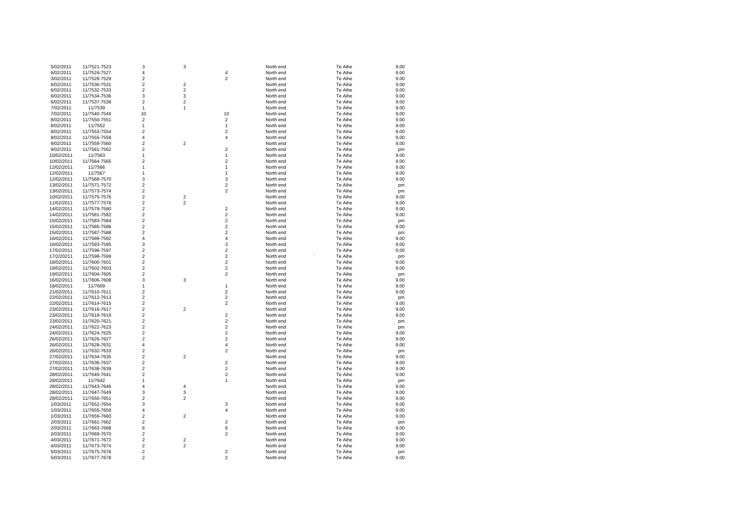| | | | | | | | |
|---|---|---|---|---|---|---|---|
| 5/02/2011 | 11/7521-7523 | 3 | 3 | | North end | Te Aihe | 9.00 |
| 6/02/2011 | 11/7524-7527 | 4 | | 4 | North end | Te Aihe | 9.00 |
| 3/02/2011 | 11/7528-7529 | 2 | | 2 | North end | Te Aihe | 9.00 |
| 6/02/2011 | 11/7530-7531 | 2 | 2 | | North end | Te Aihe | 9.00 |
| 6/02/2011 | 11/7532-7533 | 2 | 2 | | North end | Te Aihe | 9.00 |
| 6/02/2011 | 11/7534-7536 | 3 | 3 | | North end | Te Aihe | 9.00 |
| 6/02/2011 | 11/7537-7538 | 2 | 2 | | North end | Te Aihe | 9.00 |
| 7/02/2011 | 11/7539 | 1 | 1 | | North end | Te Aihe | 9.00 |
| 7/02/2011 | 11/7540-7549 | 10 | | 10 | North end | Te Aihe | 9.00 |
| 8/02/2011 | 11/7550-7551 | 2 | | 2 | North end | Te Aihe | 9.00 |
| 8/02/2011 | 11/7552 | 1 | | 1 | North end | Te Aihe | 9.00 |
| 8/02/2011 | 11/7553-7554 | 2 | | 2 | North end | Te Aihe | 9.00 |
| 8/02/2011 | 11/7555-7558 | 4 | | 4 | North end | Te Aihe | 9.00 |
| 9/02/2011 | 11/7559-7560 | 2 | 2 | | North end | Te Aihe | 9.00 |
| 9/02/2011 | 11/7561-7562 | 2 | | 2 | North end | Te Aihe | pm |
| 10/02/2011 | 11/7563 | 1 | | 1 | North end | Te Aihe | 9.00 |
| 10/02/2011 | 11/7564-7565 | 2 | | 2 | North end | Te Aihe | 9.00 |
| 12/02/2011 | 11/7566 | 1 | | 1 | North end | Te Aihe | 9.00 |
| 12/02/2011 | 11/7567 | 1 | | 1 | North end | Te Aihe | 9.00 |
| 12/02/2011 | 11/7568-7570 | 3 | | 3 | North end | Te Aihe | 9.00 |
| 13/02/2011 | 11/7571-7572 | 2 | | 2 | North end | Te Aihe | pm |
| 13/02/2011 | 11/7573-7574 | 2 | | 2 | North end | Te Aihe | pm |
| 10/02/2011 | 11/7575-7576 | 2 | 2 | | North end | Te Aihe | 9.00 |
| 11/02/2011 | 11/7577-7578 | 2 | 2 | | North end | Te Aihe | 9.00 |
| 14/02/2011 | 11/7579-7580 | 2 | | 2 | North end | Te Aihe | 9.00 |
| 14/02/2011 | 11/7581-7582 | 2 | | 2 | North end | Te Aihe | 9.00 |
| 15/02/2011 | 11/7583-7584 | 2 | | 2 | North end | Te Aihe | pm |
| 15/02/2011 | 11/7585-7586 | 2 | | 2 | North end | Te Aihe | 9.00 |
| 15/02/2011 | 11/7587-7588 | 2 | | 2 | North end | Te Aihe | pm |
| 16/02/2011 | 11/7589-7592 | 4 | | 4 | North end | Te Aihe | 9.00 |
| 16/02/2011 | 11/7593-7595 | 3 | | 3 | North end | Te Aihe | 9.00 |
| 17/02/2011 | 11/7596-7597 | 2 | | 2 | North end | Te Aihe | 9.00 |
| 17/2/20211 | 11/7598-7599 | 2 | | 2 | North end | Te Aihe | pm |
| 18/02/2011 | 11/7600-7601 | 2 | | 2 | North end | Te Aihe | 9.00 |
| 19/02/2011 | 11/7602-7603 | 2 | | 2 | North end | Te Aihe | 9.00 |
| 19/02/2011 | 11/7604-7605 | 2 | | 2 | North end | Te Aihe | pm |
| 16/02/2011 | 11/7606-7608 | 3 | 3 | | North end | Te Aihe | 9.00 |
| 18/02/2011 | 11/7609 | 1 | | 1 | North end | Te Aihe | 9.00 |
| 21/02/2011 | 11/7610-7611 | 2 | | 2 | North end | Te Aihe | 9.00 |
| 22/02/2011 | 11/7612-7613 | 2 | | 2 | North end | Te Aihe | pm |
| 22/02/2011 | 11/7614-7615 | 2 | | 2 | North end | Te Aihe | 9.00 |
| 23/02/2011 | 11/7616-7617 | 2 | 2 | | North end | Te Aihe | 9.00 |
| 23/02/2011 | 11/7618-7619 | 2 | | 2 | North end | Te Aihe | 9.00 |
| 23/02/2011 | 11/7620-7621 | 2 | | 2 | North end | Te Aihe | pm |
| 24/02/2011 | 11/7622-7623 | 2 | | 2 | North end | Te Aihe | pm |
| 24/02/2011 | 11/7624-7625 | 2 | | 2 | North end | Te Aihe | 9.00 |
| 26/02/2011 | 11/7626-7627 | 2 | | 2 | North end | Te Aihe | 9.00 |
| 26/02/2011 | 11/7628-7631 | 4 | | 4 | North end | Te Aihe | 9.00 |
| 26/02/2011 | 11/7632-7633 | 2 | | 2 | North end | Te Aihe | pm |
| 27/02/2011 | 11/7634-7635 | 2 | 2 | | North end | Te Aihe | 9.00 |
| 27/02/2011 | 11/7636-7637 | 2 | | 2 | North end | Te Aihe | 9.00 |
| 27/02/2011 | 11/7638-7639 | 2 | | 2 | North end | Te Aihe | 9.00 |
| 28/02/2011 | 11/7640-7641 | 2 | | 2 | North end | Te Aihe | 9.00 |
| 28/02/2011 | 11/7642 | 1 | | 1 | North end | Te Aihe | pm |
| 28/02/2011 | 11/7643-7646 | 4 | 4 | | North end | Te Aihe | 9.00 |
| 28/02/2011 | 11/7647-7649 | 3 | 3 | | North end | Te Aihe | 9.00 |
| 28/02/2011 | 11/7650-7651 | 2 | 2 | | North end | Te Aihe | 9.00 |
| 1/03/2011 | 11/7652-7654 | 3 | | 3 | North end | Te Aihe | 9.00 |
| 1/03/2011 | 11/7655-7658 | 4 | | 4 | North end | Te Aihe | 9.00 |
| 1/03/2011 | 11/7659-7660 | 2 | 2 | | North end | Te Aihe | 9.00 |
| 2/03/2011 | 11/7661-7662 | 2 | | 2 | North end | Te Aihe | pm |
| 2/03/2011 | 11/7663-7668 | 6 | | 6 | North end | Te Aihe | 9.00 |
| 2/03/2011 | 11/7669-7670 | 2 | | 2 | North end | Te Aihe | 9.00 |
| 4/03/2011 | 11/7671-7672 | 2 | 2 | | North end | Te Aihe | 9.00 |
| 4/03/2011 | 11/7673-7674 | 2 | 2 | | North end | Te Aihe | 9.00 |
| 5/03/2011 | 11/7675-7676 | 2 | | 2 | North end | Te Aihe | pm |
| 5/03/2011 | 11/7677-7678 | 2 | | 2 | North end | Te Aihe | 9.00 |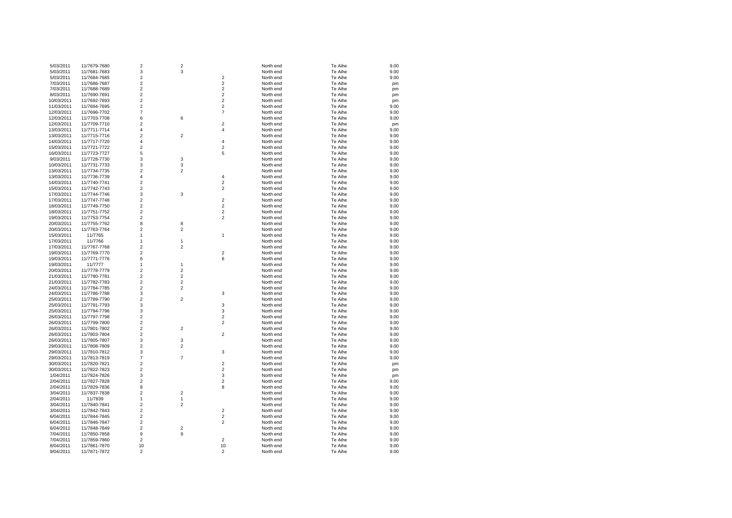| | | | | | | | |
|---|---|---|---|---|---|---|---|
| 5/03/2011 | 11/7679-7680 | 2 | 2 | | North end | Te Aihe | 9.00 |
| 5/03/2011 | 11/7681-7683 | 3 | 3 | | North end | Te Aihe | 9.00 |
| 5/03/2011 | 11/7684-7685 | 2 | | 2 | North end | Te Aihe | 9.00 |
| 7/03/2011 | 11/7686-7687 | 2 | | 2 | North end | Te Aihe | pm |
| 7/03/2011 | 11/7688-7689 | 2 | | 2 | North end | Te Aihe | pm |
| 8/03/2011 | 11/7690-7691 | 2 | | 2 | North end | Te Aihe | pm |
| 10/03/2011 | 11/7692-7693 | 2 | | 2 | North end | Te Aihe | pm |
| 11/03/2011 | 11/7694-7695 | 2 | | 2 | North end | Te Aihe | 9.00 |
| 12/03/2011 | 11/7696-7702 | 7 | | 7 | North end | Te Aihe | 9.00 |
| 12/03/2011 | 11/7703-7708 | 6 | 6 | | North end | Te Aihe | 9.00 |
| 12/03/2011 | 11/7709-7710 | 2 | | 2 | North end | Te Aihe | pm |
| 13/03/2011 | 11/7711-7714 | 4 | | 4 | North end | Te Aihe | 9.00 |
| 13/03/2011 | 11/7715-7716 | 2 | 2 | | North end | Te Aihe | 9.00 |
| 14/03/2011 | 11/7717-7720 | 4 | | 4 | North end | Te Aihe | 9.00 |
| 15/03/2011 | 11/7721-7722 | 2 | | 2 | North end | Te Aihe | 9.00 |
| 16/03/2011 | 11/7723-7727 | 5 | | 5 | North end | Te Aihe | 9.00 |
| 9/03/2011 | 11/7728-7730 | 3 | 3 | | North end | Te Aihe | 9.00 |
| 10/03/2011 | 11/7731-7733 | 3 | 3 | | North end | Te Aihe | 9.00 |
| 13/03/2011 | 11/7734-7735 | 2 | 2 | | North end | Te Aihe | 9.00 |
| 13/03/2011 | 11/7736-7739 | 4 | | 4 | North end | Te Aihe | 9.00 |
| 14/03/2011 | 11/7740-7741 | 2 | | 2 | North end | Te Aihe | 9.00 |
| 15/03/2011 | 11/7742-7743 | 2 | | 2 | North end | Te Aihe | 9.00 |
| 17/03/2011 | 11/7744-7746 | 3 | 3 | | North end | Te Aihe | 9.00 |
| 17/03/2011 | 11/7747-7748 | 2 | | 2 | North end | Te Aihe | 9.00 |
| 18/03/2011 | 11/7749-7750 | 2 | | 2 | North end | Te Aihe | 9.00 |
| 18/03/2011 | 11/7751-7752 | 2 | | 2 | North end | Te Aihe | 9.00 |
| 19/03/2011 | 11/7753-7754 | 2 | | 2 | North end | Te Aihe | 9.00 |
| 20/03/2011 | 11/7755-7762 | 8 | 8 | | North end | Te Aihe | 9.00 |
| 20/03/2011 | 11/7763-7764 | 2 | 2 | | North end | Te Aihe | 9.00 |
| 15/03/2011 | 11/7765 | 1 | | 1 | North end | Te Aihe | 9.00 |
| 17/03/2011 | 11/7766 | 1 | 1 | | North end | Te Aihe | 9.00 |
| 17/03/2011 | 11/7767-7768 | 2 | 2 | | North end | Te Aihe | 9.00 |
| 19/03/2011 | 11/7769-7770 | 2 | | 2 | North end | Te Aihe | 9.00 |
| 19/03/2011 | 11/7771-7776 | 6 | | 6 | North end | Te Aihe | 9.00 |
| 19/03/2011 | 11/7777 | 1 | 1 | | North end | Te Aihe | 9.00 |
| 20/03/2011 | 11/7778-7779 | 2 | 2 | | North end | Te Aihe | 9.00 |
| 21/03/2011 | 11/7780-7781 | 2 | 2 | | North end | Te Aihe | 9.00 |
| 21/03/2011 | 11/7782-7783 | 2 | 2 | | North end | Te Aihe | 9.00 |
| 24/03/2011 | 11/7784-7785 | 2 | 2 | | North end | Te Aihe | 9.00 |
| 24/03/2011 | 11/7786-7788 | 3 | | 3 | North end | Te Aihe | 9.00 |
| 25/03/2011 | 11/7789-7790 | 2 | 2 | | North end | Te Aihe | 9.00 |
| 25/03/2011 | 11/7791-7793 | 3 | | 3 | North end | Te Aihe | 9.00 |
| 25/03/2011 | 11/7794-7796 | 3 | | 3 | North end | Te Aihe | 9.00 |
| 26/03/2011 | 11/7797-7798 | 2 | | 2 | North end | Te Aihe | 9.00 |
| 26/03/2011 | 11/7799-7800 | 2 | | 2 | North end | Te Aihe | 9.00 |
| 26/03/2011 | 11/7801-7802 | 2 | 2 | | North end | Te Aihe | 9.00 |
| 26/03/2011 | 11/7803-7804 | 2 | | 2 | North end | Te Aihe | 9.00 |
| 26/03/2011 | 11/7805-7807 | 3 | 3 | | North end | Te Aihe | 9.00 |
| 29/03/2011 | 11/7808-7809 | 2 | 2 | | North end | Te Aihe | 9.00 |
| 29/03/2011 | 11/7810-7812 | 3 | | 3 | North end | Te Aihe | 9.00 |
| 29/03/2011 | 11/7813-7819 | 7 | 7 | | North end | Te Aihe | 9.00 |
| 30/03/2011 | 11/7820-7821 | 2 | | 2 | North end | Te Aihe | pm |
| 30/03/2011 | 11/7822-7823 | 2 | | 2 | North end | Te Aihe | pm |
| 1/04/2011 | 11/7824-7826 | 3 | | 3 | North end | Te Aihe | pm |
| 2/04/2011 | 11/7827-7828 | 2 | | 2 | North end | Te Aihe | 9.00 |
| 2/04/2011 | 11/7829-7836 | 8 | | 8 | North end | Te Aihe | 9.00 |
| 3/04/2011 | 11/7837-7838 | 2 | 2 | | North end | Te Aihe | 9.00 |
| 2/04/2011 | 11/7839 | 1 | 1 | | North end | Te Aihe | 9.00 |
| 3/04/2011 | 11/7840-7841 | 2 | 2 | | North end | Te Aihe | 9.00 |
| 3/04/2011 | 11/7842-7843 | 2 | | 2 | North end | Te Aihe | 9.00 |
| 6/04/2011 | 11/7844-7845 | 2 | | 2 | North end | Te Aihe | 9.00 |
| 6/04/2011 | 11/7846-7847 | 2 | | 2 | North end | Te Aihe | 9.00 |
| 6/04/2011 | 11/7848-7849 | 2 | 2 | | North end | Te Aihe | 9.00 |
| 7/04/2011 | 11/7850-7858 | 9 | 9 | | North end | Te Aihe | 9.00 |
| 7/04/2011 | 11/7859-7860 | 2 | | 2 | North end | Te Aihe | 9.00 |
| 8/04/2011 | 11/7861-7870 | 10 | | 10 | North end | Te Aihe | 9.00 |
| 9/04/2011 | 11/7871-7872 | 2 | | 2 | North end | Te Aihe | 9.00 |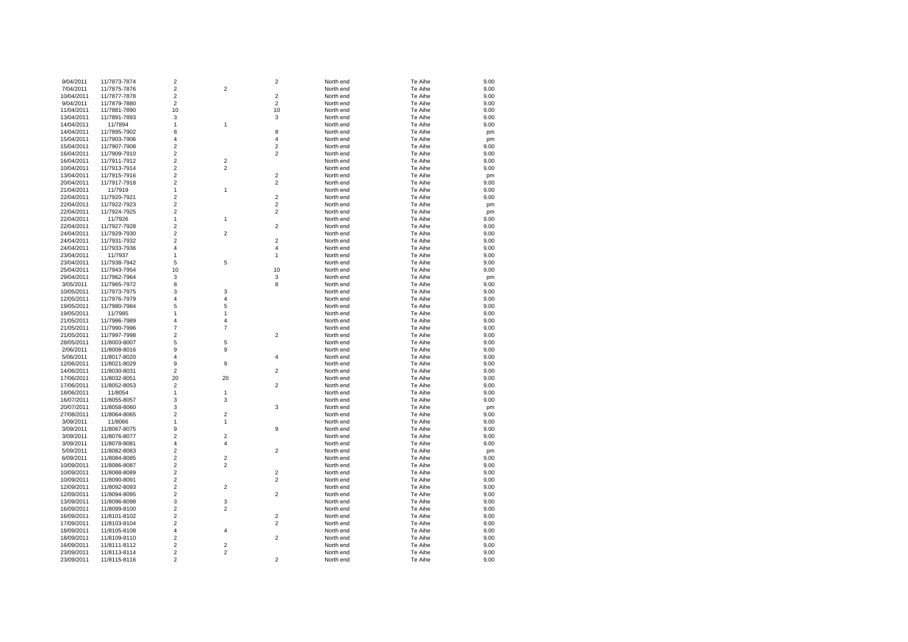| | | | | | | | |
|---|---|---|---|---|---|---|---|
| 9/04/2011 | 11/7873-7874 | 2 | | 2 | North end | Te Aihe | 9.00 |
| 7/04/2011 | 11/7875-7876 | 2 | 2 | | North end | Te Aihe | 9.00 |
| 10/04/2011 | 11/7877-7878 | 2 | | 2 | North end | Te Aihe | 9.00 |
| 9/04/2011 | 11/7879-7880 | 2 | | 2 | North end | Te Aihe | 9.00 |
| 11/04/2011 | 11/7881-7890 | 10 | | 10 | North end | Te Aihe | 9.00 |
| 13/04/2011 | 11/7891-7893 | 3 | | 3 | North end | Te Aihe | 9.00 |
| 14/04/2011 | 11/7894 | 1 | 1 | | North end | Te Aihe | 9.00 |
| 14/04/2011 | 11/7895-7902 | 8 | | 8 | North end | Te Aihe | pm |
| 15/04/2011 | 11/7903-7906 | 4 | | 4 | North end | Te Aihe | pm |
| 15/04/2011 | 11/7907-7908 | 2 | | 2 | North end | Te Aihe | 9.00 |
| 16/04/2011 | 11/7909-7910 | 2 | | 2 | North end | Te Aihe | 9.00 |
| 16/04/2011 | 11/7911-7912 | 2 | 2 | | North end | Te Aihe | 9.00 |
| 10/04/2011 | 11/7913-7914 | 2 | 2 | | North end | Te Aihe | 9.00 |
| 13/04/2011 | 11/7915-7916 | 2 | | 2 | North end | Te Aihe | pm |
| 20/04/2011 | 11/7917-7918 | 2 | | 2 | North end | Te Aihe | 9.00 |
| 21/04/2011 | 11/7919 | 1 | 1 | | North end | Te Aihe | 9.00 |
| 22/04/2011 | 11/7920-7921 | 2 | | 2 | North end | Te Aihe | 9.00 |
| 22/04/2011 | 11/7922-7923 | 2 | | 2 | North end | Te Aihe | pm |
| 22/04/2011 | 11/7924-7925 | 2 | | 2 | North end | Te Aihe | pm |
| 22/04/2011 | 11/7926 | 1 | 1 | | North end | Te Aihe | 9.00 |
| 22/04/2011 | 11/7927-7928 | 2 | | 2 | North end | Te Aihe | 9.00 |
| 24/04/2011 | 11/7929-7930 | 2 | 2 | | North end | Te Aihe | 9.00 |
| 24/04/2011 | 11/7931-7932 | 2 | | 2 | North end | Te Aihe | 9.00 |
| 24/04/2011 | 11/7933-7936 | 4 | | 4 | North end | Te Aihe | 9.00 |
| 23/04/2011 | 11/7937 | 1 | | 1 | North end | Te Aihe | 9.00 |
| 23/04/2011 | 11/7938-7942 | 5 | 5 | | North end | Te Aihe | 9.00 |
| 25/04/2011 | 11/7943-7954 | 10 | | 10 | North end | Te Aihe | 9.00 |
| 29/04/2011 | 11/7962-7964 | 3 | | 3 | North end | Te Aihe | pm |
| 3/05/2011 | 11/7965-7972 | 8 | | 8 | North end | Te Aihe | 9.00 |
| 10/05/2011 | 11/7973-7975 | 3 | 3 | | North end | Te Aihe | 9.00 |
| 12/05/2011 | 11/7976-7979 | 4 | 4 | | North end | Te Aihe | 9.00 |
| 19/05/2011 | 11/7980-7984 | 5 | 5 | | North end | Te Aihe | 9.00 |
| 19/05/2011 | 11/7985 | 1 | 1 | | North end | Te Aihe | 9.00 |
| 21/05/2011 | 11/7986-7989 | 4 | 4 | | North end | Te Aihe | 9.00 |
| 21/05/2011 | 11/7990-7996 | 7 | 7 | | North end | Te Aihe | 9.00 |
| 21/05/2011 | 11/7997-7998 | 2 | | 2 | North end | Te Aihe | 9.00 |
| 28/05/2011 | 11/8003-8007 | 5 | 5 | | North end | Te Aihe | 9.00 |
| 2/06/2011 | 11/8008-8016 | 9 | 9 | | North end | Te Aihe | 9.00 |
| 5/06/2011 | 11/8017-8020 | 4 | | 4 | North end | Te Aihe | 9.00 |
| 12/06/2011 | 11/8021-8029 | 9 | 9 | | North end | Te Aihe | 9.00 |
| 14/06/2011 | 11/8030-8031 | 2 | | 2 | North end | Te Aihe | 9.00 |
| 17/06/2011 | 11/8032-8051 | 20 | 20 | | North end | Te Aihe | 9.00 |
| 17/06/2011 | 11/8052-8053 | 2 | | 2 | North end | Te Aihe | 9.00 |
| 18/06/2011 | 11/8054 | 1 | 1 | | North end | Te Aihe | 9.00 |
| 16/07/2011 | 11/8055-8057 | 3 | 3 | | North end | Te Aihe | 9.00 |
| 20/07/2011 | 11/8058-8060 | 3 | | 3 | North end | Te Aihe | pm |
| 27/08/2011 | 11/8064-8065 | 2 | 2 | | North end | Te Aihe | 9.00 |
| 3/09/2011 | 11/8066 | 1 | 1 | | North end | Te Aihe | 9.00 |
| 3/09/2011 | 11/8067-8075 | 9 | | 9 | North end | Te Aihe | 9.00 |
| 3/09/2011 | 11/8076-8077 | 2 | 2 | | North end | Te Aihe | 9.00 |
| 3/09/2011 | 11/8078-8081 | 4 | 4 | | North end | Te Aihe | 9.00 |
| 5/09/2011 | 11/8082-8083 | 2 | | 2 | North end | Te Aihe | pm |
| 6/09/2011 | 11/8084-8085 | 2 | 2 | | North end | Te Aihe | 9.00 |
| 10/09/2011 | 11/8086-8087 | 2 | 2 | | North end | Te Aihe | 9.00 |
| 10/09/2011 | 11/8088-8089 | 2 | | 2 | North end | Te Aihe | 9.00 |
| 10/09/2011 | 11/8090-8091 | 2 | | 2 | North end | Te Aihe | 9.00 |
| 12/09/2011 | 11/8092-8093 | 2 | 2 | | North end | Te Aihe | 9.00 |
| 12/09/2011 | 11/8094-8095 | 2 | | 2 | North end | Te Aihe | 9.00 |
| 13/09/2011 | 11/8096-8098 | 3 | 3 | | North end | Te Aihe | 9.00 |
| 16/09/2011 | 11/8099-8100 | 2 | 2 | | North end | Te Aihe | 9.00 |
| 16/09/2011 | 11/8101-8102 | 2 | | 2 | North end | Te Aihe | 9.00 |
| 17/09/2011 | 11/8103-8104 | 2 | | 2 | North end | Te Aihe | 9.00 |
| 18/09/2011 | 11/8105-8108 | 4 | 4 | | North end | Te Aihe | 9.00 |
| 18/09/2011 | 11/8109-8110 | 2 | | 2 | North end | Te Aihe | 9.00 |
| 16/09/2011 | 11/8111-8112 | 2 | 2 | | North end | Te Aihe | 9.00 |
| 23/09/2011 | 11/8113-8114 | 2 | 2 | | North end | Te Aihe | 9.00 |
| 23/09/2011 | 11/8115-8116 | 2 | | 2 | North end | Te Aihe | 9.00 |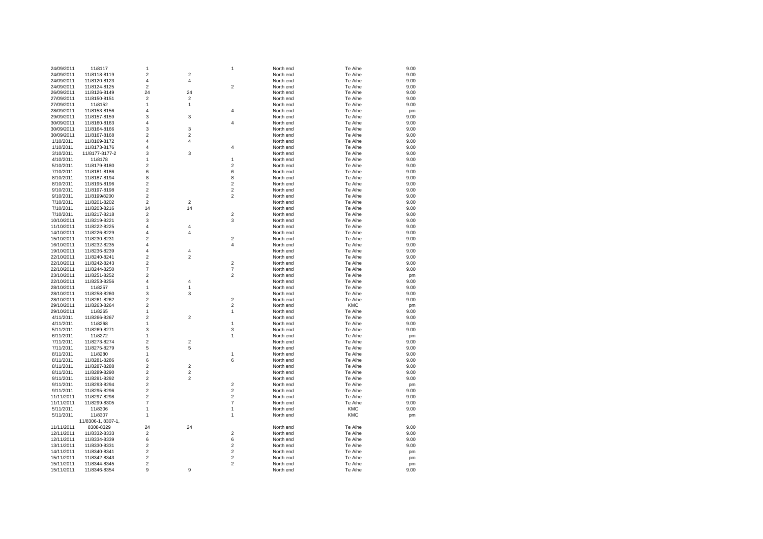| | | | | | | | |
|---|---|---|---|---|---|---|---|
| 24/09/2011 | 11/8117 | 1 | | 1 | North end | Te Aihe | 9.00 |
| 24/09/2011 | 11/8118-8119 | 2 | 2 | | North end | Te Aihe | 9.00 |
| 24/09/2011 | 11/8120-8123 | 4 | 4 | | North end | Te Aihe | 9.00 |
| 24/09/2011 | 11/8124-8125 | 2 | | 2 | North end | Te Aihe | 9.00 |
| 26/09/2011 | 11/8126-8149 | 24 | 24 | | North end | Te Aihe | 9.00 |
| 27/09/2011 | 11/8150-8151 | 2 | 2 | | North end | Te Aihe | 9.00 |
| 27/09/2011 | 11/8152 | 1 | 1 | | North end | Te Aihe | 9.00 |
| 28/09/2011 | 11/8153-8156 | 4 | | 4 | North end | Te Aihe | pm |
| 29/09/2011 | 11/8157-8159 | 3 | 3 | | North end | Te Aihe | 9.00 |
| 30/09/2011 | 11/8160-8163 | 4 | | 4 | North end | Te Aihe | 9.00 |
| 30/09/2011 | 11/8164-8166 | 3 | 3 | | North end | Te Aihe | 9.00 |
| 30/09/2011 | 11/8167-8168 | 2 | 2 | | North end | Te Aihe | 9.00 |
| 1/10/2011 | 11/8169-8172 | 4 | 4 | | North end | Te Aihe | 9.00 |
| 1/10/2011 | 11/8173-8176 | 4 | | 4 | North end | Te Aihe | 9.00 |
| 3/10/2011 | 11/8177-8177-2 | 3 | 3 | | North end | Te Aihe | 9.00 |
| 4/10/2011 | 11/8178 | 1 | | 1 | North end | Te Aihe | 9.00 |
| 5/10/2011 | 11/8179-8180 | 2 | | 2 | North end | Te Aihe | 9.00 |
| 7/10/2011 | 11/8181-8186 | 6 | | 6 | North end | Te Aihe | 9.00 |
| 8/10/2011 | 11/8187-8194 | 8 | | 8 | North end | Te Aihe | 9.00 |
| 8/10/2011 | 11/8195-8196 | 2 | | 2 | North end | Te Aihe | 9.00 |
| 9/10/2011 | 11/8197-8198 | 2 | | 2 | North end | Te Aihe | 9.00 |
| 9/10/2011 | 11/8199/8200 | 2 | | 2 | North end | Te Aihe | 9.00 |
| 7/10/2011 | 11/8201-8202 | 2 | 2 | | North end | Te Aihe | 9.00 |
| 7/10/2011 | 11/8203-8216 | 14 | 14 | | North end | Te Aihe | 9.00 |
| 7/10/2011 | 11/8217-8218 | 2 | | 2 | North end | Te Aihe | 9.00 |
| 10/10/2011 | 11/8219-8221 | 3 | | 3 | North end | Te Aihe | 9.00 |
| 11/10/2011 | 11/8222-8225 | 4 | 4 | | North end | Te Aihe | 9.00 |
| 14/10/2011 | 11/8226-8229 | 4 | 4 | | North end | Te Aihe | 9.00 |
| 15/10/2011 | 11/8230-8231 | 2 | | 2 | North end | Te Aihe | 9.00 |
| 16/10/2011 | 11/8232-8235 | 4 | | 4 | North end | Te Aihe | 9.00 |
| 19/10/2011 | 11/8236-8239 | 4 | 4 | | North end | Te Aihe | 9.00 |
| 22/10/2011 | 11/8240-8241 | 2 | 2 | | North end | Te Aihe | 9.00 |
| 22/10/2011 | 11/8242-8243 | 2 | | 2 | North end | Te Aihe | 9.00 |
| 22/10/2011 | 11/8244-8250 | 7 | | 7 | North end | Te Aihe | 9.00 |
| 23/10/2011 | 11/8251-8252 | 2 | | 2 | North end | Te Aihe | pm |
| 22/10/2011 | 11/8253-8256 | 4 | 4 | | North end | Te Aihe | 9.00 |
| 28/10/2011 | 11/8257 | 1 | 1 | | North end | Te Aihe | 9.00 |
| 28/10/2011 | 11/8258-8260 | 3 | 3 | | North end | Te Aihe | 9.00 |
| 28/10/2011 | 11/8261-8262 | 2 | | 2 | North end | Te Aihe | 9.00 |
| 29/10/2011 | 11/8263-8264 | 2 | | 2 | North end | KMC | pm |
| 29/10/2011 | 11/8265 | 1 | | 1 | North end | Te Aihe | 9.00 |
| 4/11/2011 | 11/8266-8267 | 2 | 2 | | North end | Te Aihe | 9.00 |
| 4/11/2011 | 11/8268 | 1 | | 1 | North end | Te Aihe | 9.00 |
| 5/11/2011 | 11/8269-8271 | 3 | | 3 | North end | Te Aihe | 9.00 |
| 6/11/2011 | 11/8272 | 1 | | 1 | North end | Te Aihe | pm |
| 7/11/2011 | 11/8273-8274 | 2 | 2 | | North end | Te Aihe | 9.00 |
| 7/11/2011 | 11/8275-8279 | 5 | 5 | | North end | Te Aihe | 9.00 |
| 8/11/2011 | 11/8280 | 1 | | 1 | North end | Te Aihe | 9.00 |
| 8/11/2011 | 11/8281-8286 | 6 | | 6 | North end | Te Aihe | 9.00 |
| 8/11/2011 | 11/8287-8288 | 2 | 2 | | North end | Te Aihe | 9.00 |
| 8/11/2011 | 11/8289-8290 | 2 | 2 | | North end | Te Aihe | 9.00 |
| 9/11/2011 | 11/8291-8292 | 2 | 2 | | North end | Te Aihe | 9.00 |
| 9/11/2011 | 11/8293-8294 | 2 | | 2 | North end | Te Aihe | pm |
| 9/11/2011 | 11/8295-8296 | 2 | | 2 | North end | Te Aihe | 9.00 |
| 11/11/2011 | 11/8297-8298 | 2 | | 2 | North end | Te Aihe | 9.00 |
| 11/11/2011 | 11/8299-8305 | 7 | | 7 | North end | Te Aihe | 9.00 |
| 5/11/2011 | 11/8306 | 1 | | 1 | North end | KMC | 9.00 |
| 5/11/2011 | 11/8307 | 1 | | 1 | North end | KMC | pm |
| 11/11/2011 | 11/8306-1, 8307-1, 8308-8329 | 24 | 24 | | North end | Te Aihe | 9.00 |
| 12/11/2011 | 11/8332-8333 | 2 | | 2 | North end | Te Aihe | 9.00 |
| 12/11/2011 | 11/8334-8339 | 6 | | 6 | North end | Te Aihe | 9.00 |
| 13/11/2011 | 11/8330-8331 | 2 | | 2 | North end | Te Aihe | 9.00 |
| 14/11/2011 | 11/8340-8341 | 2 | | 2 | North end | Te Aihe | pm |
| 15/11/2011 | 11/8342-8343 | 2 | | 2 | North end | Te Aihe | pm |
| 15/11/2011 | 11/8344-8345 | 2 | | 2 | North end | Te Aihe | pm |
| 15/11/2011 | 11/8346-8354 | 9 | 9 | | North end | Te Aihe | 9.00 |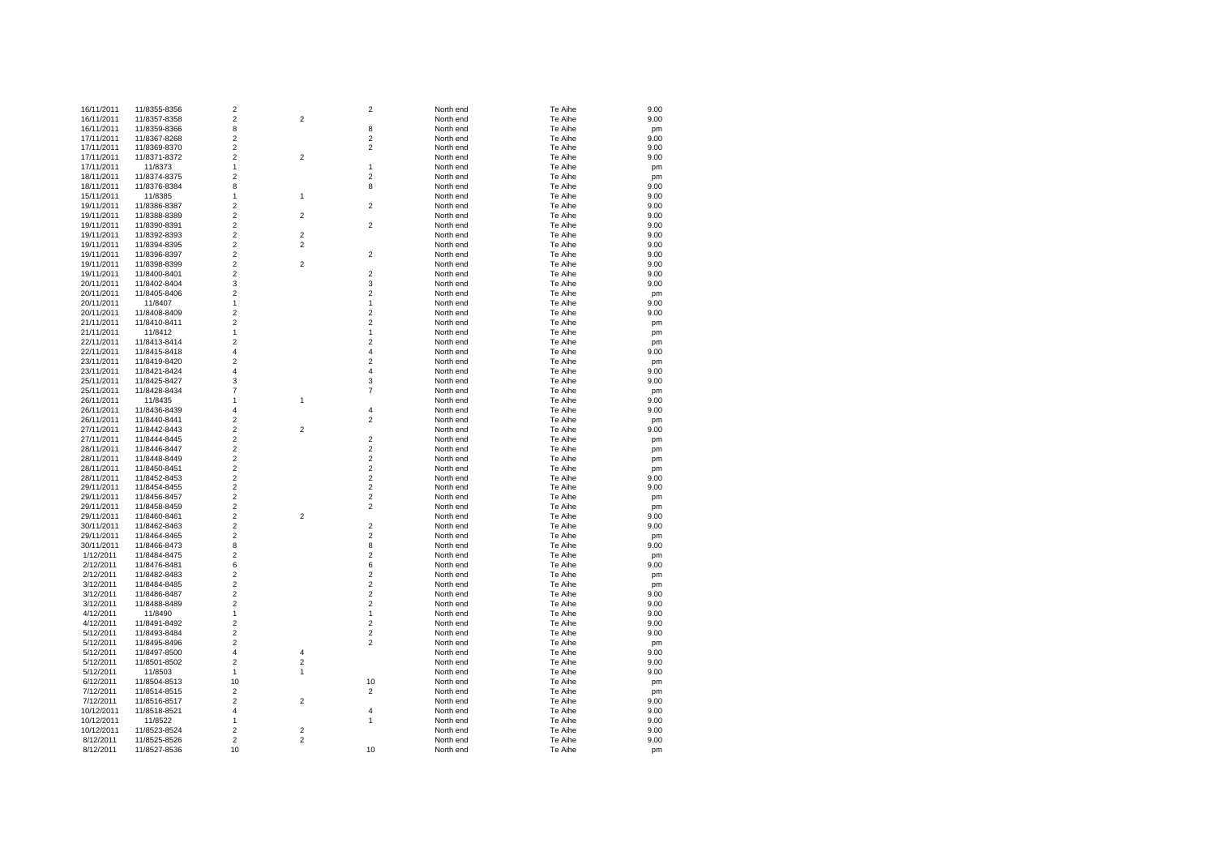| | | | | | | | |
|---|---|---|---|---|---|---|---|
| 16/11/2011 | 11/8355-8356 | 2 | | 2 | North end | Te Aihe | 9.00 |
| 16/11/2011 | 11/8357-8358 | 2 | 2 | | North end | Te Aihe | 9.00 |
| 16/11/2011 | 11/8359-8366 | 8 | | 8 | North end | Te Aihe | pm |
| 17/11/2011 | 11/8367-8268 | 2 | | 2 | North end | Te Aihe | 9.00 |
| 17/11/2011 | 11/8369-8370 | 2 | | 2 | North end | Te Aihe | 9.00 |
| 17/11/2011 | 11/8371-8372 | 2 | 2 | | North end | Te Aihe | 9.00 |
| 17/11/2011 | 11/8373 | 1 | | 1 | North end | Te Aihe | pm |
| 18/11/2011 | 11/8374-8375 | 2 | | 2 | North end | Te Aihe | pm |
| 18/11/2011 | 11/8376-8384 | 8 | | 8 | North end | Te Aihe | 9.00 |
| 15/11/2011 | 11/8385 | 1 | 1 | | North end | Te Aihe | 9.00 |
| 19/11/2011 | 11/8386-8387 | 2 | | 2 | North end | Te Aihe | 9.00 |
| 19/11/2011 | 11/8388-8389 | 2 | 2 | | North end | Te Aihe | 9.00 |
| 19/11/2011 | 11/8390-8391 | 2 | | 2 | North end | Te Aihe | 9.00 |
| 19/11/2011 | 11/8392-8393 | 2 | 2 | | North end | Te Aihe | 9.00 |
| 19/11/2011 | 11/8394-8395 | 2 | 2 | | North end | Te Aihe | 9.00 |
| 19/11/2011 | 11/8396-8397 | 2 | | 2 | North end | Te Aihe | 9.00 |
| 19/11/2011 | 11/8398-8399 | 2 | 2 | | North end | Te Aihe | 9.00 |
| 19/11/2011 | 11/8400-8401 | 2 | | 2 | North end | Te Aihe | 9.00 |
| 20/11/2011 | 11/8402-8404 | 3 | | 3 | North end | Te Aihe | 9.00 |
| 20/11/2011 | 11/8405-8406 | 2 | | 2 | North end | Te Aihe | pm |
| 20/11/2011 | 11/8407 | 1 | | 1 | North end | Te Aihe | 9.00 |
| 20/11/2011 | 11/8408-8409 | 2 | | 2 | North end | Te Aihe | 9.00 |
| 21/11/2011 | 11/8410-8411 | 2 | | 2 | North end | Te Aihe | pm |
| 21/11/2011 | 11/8412 | 1 | | 1 | North end | Te Aihe | pm |
| 22/11/2011 | 11/8413-8414 | 2 | | 2 | North end | Te Aihe | pm |
| 22/11/2011 | 11/8415-8418 | 4 | | 4 | North end | Te Aihe | 9.00 |
| 23/11/2011 | 11/8419-8420 | 2 | | 2 | North end | Te Aihe | pm |
| 23/11/2011 | 11/8421-8424 | 4 | | 4 | North end | Te Aihe | 9.00 |
| 25/11/2011 | 11/8425-8427 | 3 | | 3 | North end | Te Aihe | 9.00 |
| 25/11/2011 | 11/8428-8434 | 7 | | 7 | North end | Te Aihe | pm |
| 26/11/2011 | 11/8435 | 1 | 1 | | North end | Te Aihe | 9.00 |
| 26/11/2011 | 11/8436-8439 | 4 | | 4 | North end | Te Aihe | 9.00 |
| 26/11/2011 | 11/8440-8441 | 2 | | 2 | North end | Te Aihe | pm |
| 27/11/2011 | 11/8442-8443 | 2 | 2 | | North end | Te Aihe | 9.00 |
| 27/11/2011 | 11/8444-8445 | 2 | | 2 | North end | Te Aihe | pm |
| 28/11/2011 | 11/8446-8447 | 2 | | 2 | North end | Te Aihe | pm |
| 28/11/2011 | 11/8448-8449 | 2 | | 2 | North end | Te Aihe | pm |
| 28/11/2011 | 11/8450-8451 | 2 | | 2 | North end | Te Aihe | pm |
| 28/11/2011 | 11/8452-8453 | 2 | | 2 | North end | Te Aihe | 9.00 |
| 29/11/2011 | 11/8454-8455 | 2 | | 2 | North end | Te Aihe | 9.00 |
| 29/11/2011 | 11/8456-8457 | 2 | | 2 | North end | Te Aihe | pm |
| 29/11/2011 | 11/8458-8459 | 2 | | 2 | North end | Te Aihe | pm |
| 29/11/2011 | 11/8460-8461 | 2 | 2 | | North end | Te Aihe | 9.00 |
| 30/11/2011 | 11/8462-8463 | 2 | | 2 | North end | Te Aihe | 9.00 |
| 29/11/2011 | 11/8464-8465 | 2 | | 2 | North end | Te Aihe | pm |
| 30/11/2011 | 11/8466-8473 | 8 | | 8 | North end | Te Aihe | 9.00 |
| 1/12/2011 | 11/8484-8475 | 2 | | 2 | North end | Te Aihe | pm |
| 2/12/2011 | 11/8476-8481 | 6 | | 6 | North end | Te Aihe | 9.00 |
| 2/12/2011 | 11/8482-8483 | 2 | | 2 | North end | Te Aihe | pm |
| 3/12/2011 | 11/8484-8485 | 2 | | 2 | North end | Te Aihe | pm |
| 3/12/2011 | 11/8486-8487 | 2 | | 2 | North end | Te Aihe | 9.00 |
| 3/12/2011 | 11/8488-8489 | 2 | | 2 | North end | Te Aihe | 9.00 |
| 4/12/2011 | 11/8490 | 1 | | 1 | North end | Te Aihe | 9.00 |
| 4/12/2011 | 11/8491-8492 | 2 | | 2 | North end | Te Aihe | 9.00 |
| 5/12/2011 | 11/8493-8484 | 2 | | 2 | North end | Te Aihe | 9.00 |
| 5/12/2011 | 11/8495-8496 | 2 | | 2 | North end | Te Aihe | pm |
| 5/12/2011 | 11/8497-8500 | 4 | 4 | | North end | Te Aihe | 9.00 |
| 5/12/2011 | 11/8501-8502 | 2 | 2 | | North end | Te Aihe | 9.00 |
| 5/12/2011 | 11/8503 | 1 | 1 | | North end | Te Aihe | 9.00 |
| 6/12/2011 | 11/8504-8513 | 10 | | 10 | North end | Te Aihe | pm |
| 7/12/2011 | 11/8514-8515 | 2 | | 2 | North end | Te Aihe | pm |
| 7/12/2011 | 11/8516-8517 | 2 | 2 | | North end | Te Aihe | 9.00 |
| 10/12/2011 | 11/8518-8521 | 4 | | 4 | North end | Te Aihe | 9.00 |
| 10/12/2011 | 11/8522 | 1 | | 1 | North end | Te Aihe | 9.00 |
| 10/12/2011 | 11/8523-8524 | 2 | 2 | | North end | Te Aihe | 9.00 |
| 8/12/2011 | 11/8525-8526 | 2 | 2 | | North end | Te Aihe | 9.00 |
| 8/12/2011 | 11/8527-8536 | 10 | | 10 | North end | Te Aihe | pm |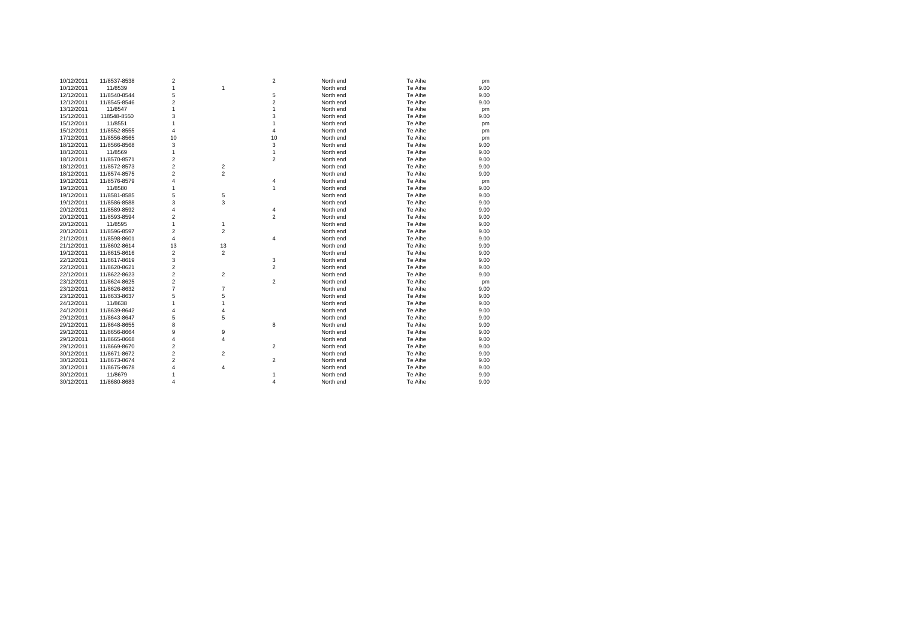| | | | | | | | |
|---|---|---|---|---|---|---|---|
| 10/12/2011 | 11/8537-8538 | 2 | | 2 | North end | Te Aihe | pm |
| 10/12/2011 | 11/8539 | 1 | 1 | | North end | Te Aihe | 9.00 |
| 12/12/2011 | 11/8540-8544 | 5 | | 5 | North end | Te Aihe | 9.00 |
| 12/12/2011 | 11/8545-8546 | 2 | | 2 | North end | Te Aihe | 9.00 |
| 13/12/2011 | 11/8547 | 1 | | 1 | North end | Te Aihe | pm |
| 15/12/2011 | 118548-8550 | 3 | | 3 | North end | Te Aihe | 9.00 |
| 15/12/2011 | 11/8551 | 1 | | 1 | North end | Te Aihe | pm |
| 15/12/2011 | 11/8552-8555 | 4 | | 4 | North end | Te Aihe | pm |
| 17/12/2011 | 11/8556-8565 | 10 | | 10 | North end | Te Aihe | pm |
| 18/12/2011 | 11/8566-8568 | 3 | | 3 | North end | Te Aihe | 9.00 |
| 18/12/2011 | 11/8569 | 1 | | 1 | North end | Te Aihe | 9.00 |
| 18/12/2011 | 11/8570-8571 | 2 | | 2 | North end | Te Aihe | 9.00 |
| 18/12/2011 | 11/8572-8573 | 2 | 2 | | North end | Te Aihe | 9.00 |
| 18/12/2011 | 11/8574-8575 | 2 | 2 | | North end | Te Aihe | 9.00 |
| 19/12/2011 | 11/8576-8579 | 4 | | 4 | North end | Te Aihe | pm |
| 19/12/2011 | 11/8580 | 1 | | 1 | North end | Te Aihe | 9.00 |
| 19/12/2011 | 11/8581-8585 | 5 | 5 | | North end | Te Aihe | 9.00 |
| 19/12/2011 | 11/8586-8588 | 3 | 3 | | North end | Te Aihe | 9.00 |
| 20/12/2011 | 11/8589-8592 | 4 | | 4 | North end | Te Aihe | 9.00 |
| 20/12/2011 | 11/8593-8594 | 2 | | 2 | North end | Te Aihe | 9.00 |
| 20/12/2011 | 11/8595 | 1 | 1 | | North end | Te Aihe | 9.00 |
| 20/12/2011 | 11/8596-8597 | 2 | 2 | | North end | Te Aihe | 9.00 |
| 21/12/2011 | 11/8598-8601 | 4 | | 4 | North end | Te Aihe | 9.00 |
| 21/12/2011 | 11/8602-8614 | 13 | 13 | | North end | Te Aihe | 9.00 |
| 19/12/2011 | 11/8615-8616 | 2 | 2 | | North end | Te Aihe | 9.00 |
| 22/12/2011 | 11/8617-8619 | 3 | | 3 | North end | Te Aihe | 9.00 |
| 22/12/2011 | 11/8620-8621 | 2 | | 2 | North end | Te Aihe | 9.00 |
| 22/12/2011 | 11/8622-8623 | 2 | 2 | | North end | Te Aihe | 9.00 |
| 23/12/2011 | 11/8624-8625 | 2 | | 2 | North end | Te Aihe | pm |
| 23/12/2011 | 11/8626-8632 | 7 | 7 | | North end | Te Aihe | 9.00 |
| 23/12/2011 | 11/8633-8637 | 5 | 5 | | North end | Te Aihe | 9.00 |
| 24/12/2011 | 11/8638 | 1 | 1 | | North end | Te Aihe | 9.00 |
| 24/12/2011 | 11/8639-8642 | 4 | 4 | | North end | Te Aihe | 9.00 |
| 29/12/2011 | 11/8643-8647 | 5 | 5 | | North end | Te Aihe | 9.00 |
| 29/12/2011 | 11/8648-8655 | 8 | | 8 | North end | Te Aihe | 9.00 |
| 29/12/2011 | 11/8656-8664 | 9 | 9 | | North end | Te Aihe | 9.00 |
| 29/12/2011 | 11/8665-8668 | 4 | 4 | | North end | Te Aihe | 9.00 |
| 29/12/2011 | 11/8669-8670 | 2 | | 2 | North end | Te Aihe | 9.00 |
| 30/12/2011 | 11/8671-8672 | 2 | 2 | | North end | Te Aihe | 9.00 |
| 30/12/2011 | 11/8673-8674 | 2 | | 2 | North end | Te Aihe | 9.00 |
| 30/12/2011 | 11/8675-8678 | 4 | 4 | | North end | Te Aihe | 9.00 |
| 30/12/2011 | 11/8679 | 1 | | 1 | North end | Te Aihe | 9.00 |
| 30/12/2011 | 11/8680-8683 | 4 | | 4 | North end | Te Aihe | 9.00 |